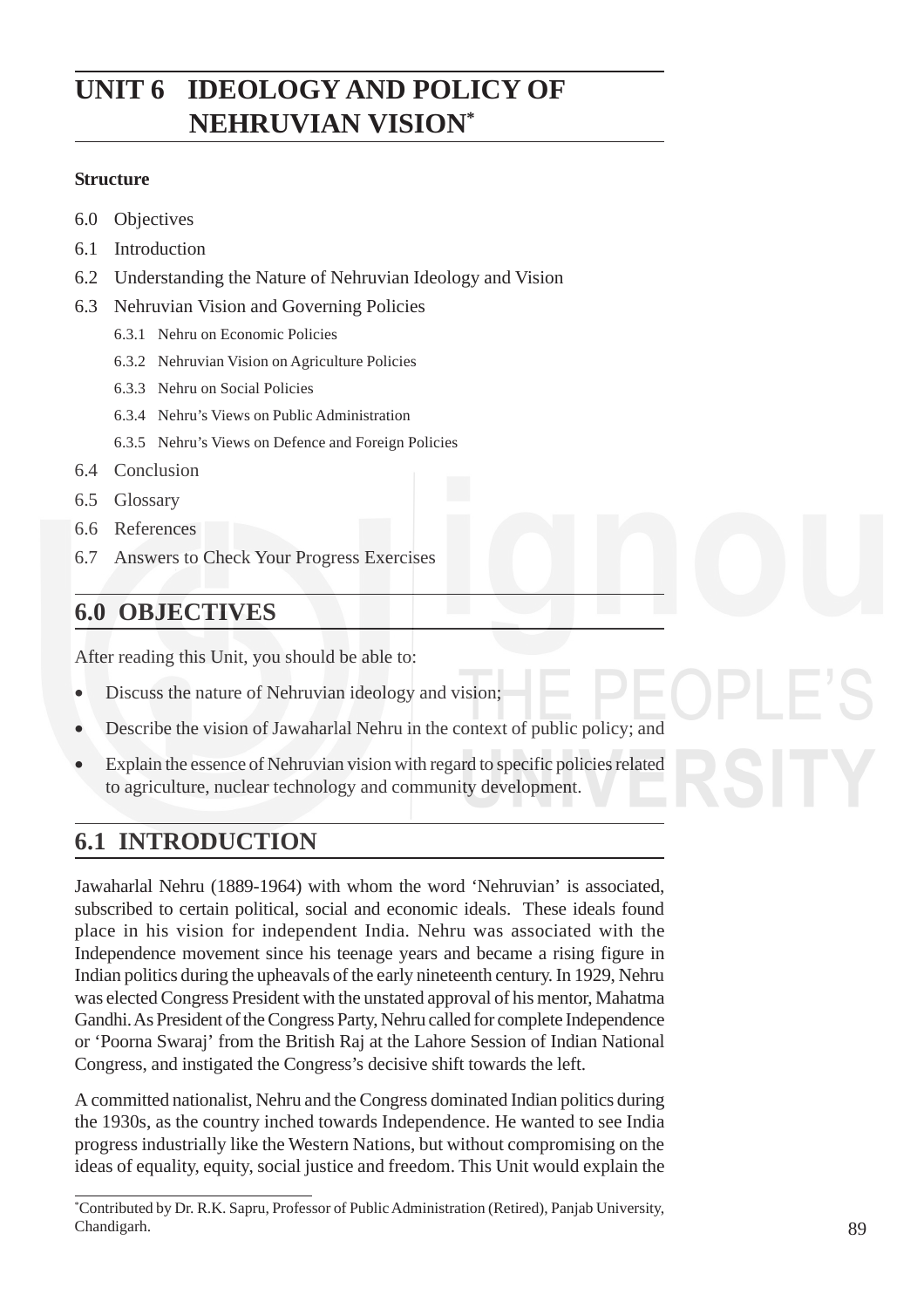# UNIT 6 IDEOLOGY AND POLICY OF NEHRUVIAN VISION*

**Structure**

6.0 Objectives

6.1 Introduction

6.2 Understanding the Nature of Nehruvian Ideology and Vision

6.3 Nehruvian Vision and Governing Policies

- 6.3.1 Nehru on Economic Policies
- 6.3.2 Nehruvian Vision on Agriculture Policies
- 6.3.3 Nehru on Social Policies
- 6.3.4 Nehru's Views on Public Administration
- 6.3.5 Nehru's Views on Defence and Foreign Policies

6.4 Conclusion

6.5 Glossary

6.6 References

6.7 Answers to Check Your Progress Exercises

## 6.0 OBJECTIVES

After reading this Unit, you should be able to:

- Discuss the nature of Nehruvian ideology and vision;
- Describe the vision of Jawaharlal Nehru in the context of public policy; and
- Explain the essence of Nehruvian vision with regard to specific policies related to agriculture, nuclear technology and community development.

## 6.1 INTRODUCTION

Jawaharlal Nehru (1889-1964) with whom the word 'Nehruvian' is associated, subscribed to certain political, social and economic ideals. These ideals found place in his vision for independent India. Nehru was associated with the Independence movement since his teenage years and became a rising figure in Indian politics during the upheavals of the early nineteenth century. In 1929, Nehru was elected Congress President with the unstated approval of his mentor, Mahatma Gandhi. As President of the Congress Party, Nehru called for complete Independence or 'Poorna Swaraj' from the British Raj at the Lahore Session of Indian National Congress, and instigated the Congress's decisive shift towards the left.

A committed nationalist, Nehru and the Congress dominated Indian politics during the 1930s, as the country inched towards Independence. He wanted to see India progress industrially like the Western Nations, but without compromising on the ideas of equality, equity, social justice and freedom. This Unit would explain the

---

*Contributed by Dr. R.K. Sapru, Professor of Public Administration (Retired), Panjab University, Chandigarh.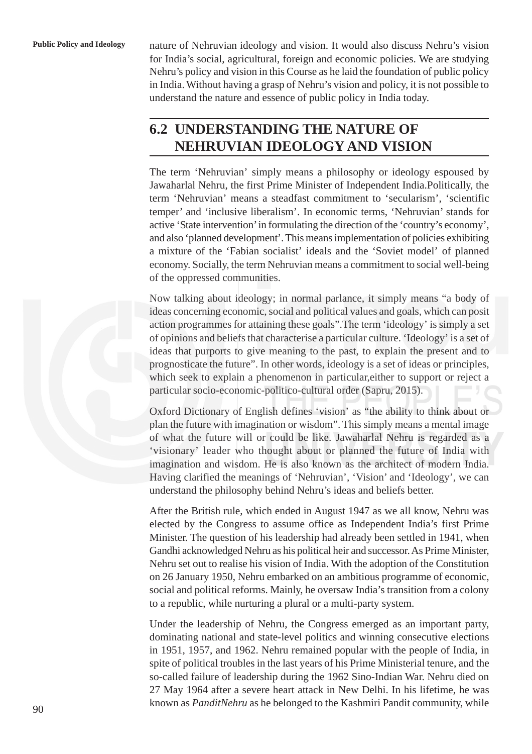nature of Nehruvian ideology and vision. It would also discuss Nehru's vision for India's social, agricultural, foreign and economic policies. We are studying Nehru's policy and vision in this Course as he laid the foundation of public policy in India. Without having a grasp of Nehru's vision and policy, it is not possible to understand the nature and essence of public policy in India today.

## 6.2 UNDERSTANDING THE NATURE OF NEHRUVIAN IDEOLOGY AND VISION

The term 'Nehruvian' simply means a philosophy or ideology espoused by Jawaharlal Nehru, the first Prime Minister of Independent India.Politically, the term 'Nehruvian' means a steadfast commitment to 'secularism', 'scientific temper' and 'inclusive liberalism'. In economic terms, 'Nehruvian' stands for active 'State intervention' in formulating the direction of the 'country's economy', and also 'planned development'. This means implementation of policies exhibiting a mixture of the 'Fabian socialist' ideals and the 'Soviet model' of planned economy. Socially, the term Nehruvian means a commitment to social well-being of the oppressed communities.

Now talking about ideology; in normal parlance, it simply means "a body of ideas concerning economic, social and political values and goals, which can posit action programmes for attaining these goals".The term 'ideology' is simply a set of opinions and beliefs that characterise a particular culture. 'Ideology' is a set of ideas that purports to give meaning to the past, to explain the present and to prognosticate the future". In other words, ideology is a set of ideas or principles, which seek to explain a phenomenon in particular,either to support or reject a particular socio-economic-politico-cultural order (Sapru, 2015).

Oxford Dictionary of English defines 'vision' as "the ability to think about or plan the future with imagination or wisdom". This simply means a mental image of what the future will or could be like. Jawaharlal Nehru is regarded as a 'visionary' leader who thought about or planned the future of India with imagination and wisdom. He is also known as the architect of modern India. Having clarified the meanings of 'Nehruvian', 'Vision' and 'Ideology', we can understand the philosophy behind Nehru's ideas and beliefs better.

After the British rule, which ended in August 1947 as we all know, Nehru was elected by the Congress to assume office as Independent India's first Prime Minister. The question of his leadership had already been settled in 1941, when Gandhi acknowledged Nehru as his political heir and successor. As Prime Minister, Nehru set out to realise his vision of India. With the adoption of the Constitution on 26 January 1950, Nehru embarked on an ambitious programme of economic, social and political reforms. Mainly, he oversaw India's transition from a colony to a republic, while nurturing a plural or a multi-party system.

Under the leadership of Nehru, the Congress emerged as an important party, dominating national and state-level politics and winning consecutive elections in 1951, 1957, and 1962. Nehru remained popular with the people of India, in spite of political troubles in the last years of his Prime Ministerial tenure, and the so-called failure of leadership during the 1962 Sino-Indian War. Nehru died on 27 May 1964 after a severe heart attack in New Delhi. In his lifetime, he was known as *PanditNehru* as he belonged to the Kashmiri Pandit community, while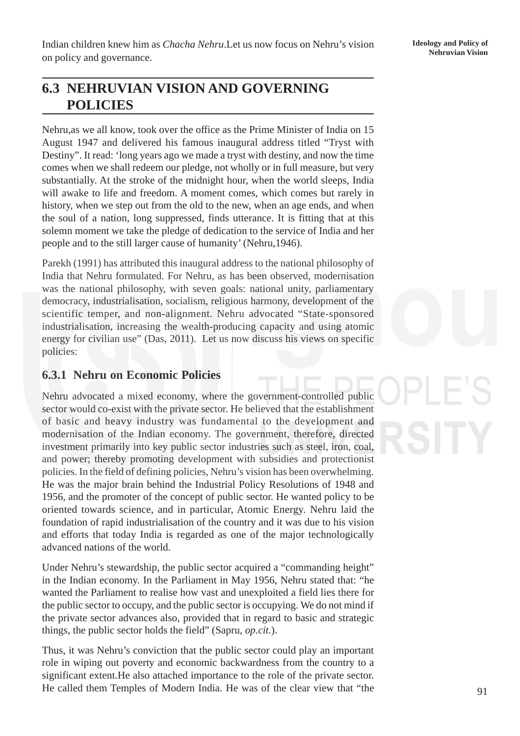Indian children knew him as *Chacha Nehru*.Let us now focus on Nehru's vision on policy and governance.

## 6.3 NEHRUVIAN VISION AND GOVERNING POLICIES

Nehru,as we all know, took over the office as the Prime Minister of India on 15 August 1947 and delivered his famous inaugural address titled "Tryst with Destiny". It read: 'long years ago we made a tryst with destiny, and now the time comes when we shall redeem our pledge, not wholly or in full measure, but very substantially. At the stroke of the midnight hour, when the world sleeps, India will awake to life and freedom. A moment comes, which comes but rarely in history, when we step out from the old to the new, when an age ends, and when the soul of a nation, long suppressed, finds utterance. It is fitting that at this solemn moment we take the pledge of dedication to the service of India and her people and to the still larger cause of humanity' (Nehru,1946).

Parekh (1991) has attributed this inaugural address to the national philosophy of India that Nehru formulated. For Nehru, as has been observed, modernisation was the national philosophy, with seven goals: national unity, parliamentary democracy, industrialisation, socialism, religious harmony, development of the scientific temper, and non-alignment. Nehru advocated "State-sponsored industrialisation, increasing the wealth-producing capacity and using atomic energy for civilian use" (Das, 2011). Let us now discuss his views on specific policies:

### 6.3.1 Nehru on Economic Policies

Nehru advocated a mixed economy, where the government-controlled public sector would co-exist with the private sector. He believed that the establishment of basic and heavy industry was fundamental to the development and modernisation of the Indian economy. The government, therefore, directed investment primarily into key public sector industries such as steel, iron, coal, and power; thereby promoting development with subsidies and protectionist policies. In the field of defining policies, Nehru's vision has been overwhelming. He was the major brain behind the Industrial Policy Resolutions of 1948 and 1956, and the promoter of the concept of public sector. He wanted policy to be oriented towards science, and in particular, Atomic Energy. Nehru laid the foundation of rapid industrialisation of the country and it was due to his vision and efforts that today India is regarded as one of the major technologically advanced nations of the world.

Under Nehru's stewardship, the public sector acquired a "commanding height" in the Indian economy. In the Parliament in May 1956, Nehru stated that: "he wanted the Parliament to realise how vast and unexploited a field lies there for the public sector to occupy, and the public sector is occupying. We do not mind if the private sector advances also, provided that in regard to basic and strategic things, the public sector holds the field" (Sapru, *op.cit.*).

Thus, it was Nehru's conviction that the public sector could play an important role in wiping out poverty and economic backwardness from the country to a significant extent.He also attached importance to the role of the private sector. He called them Temples of Modern India. He was of the clear view that "the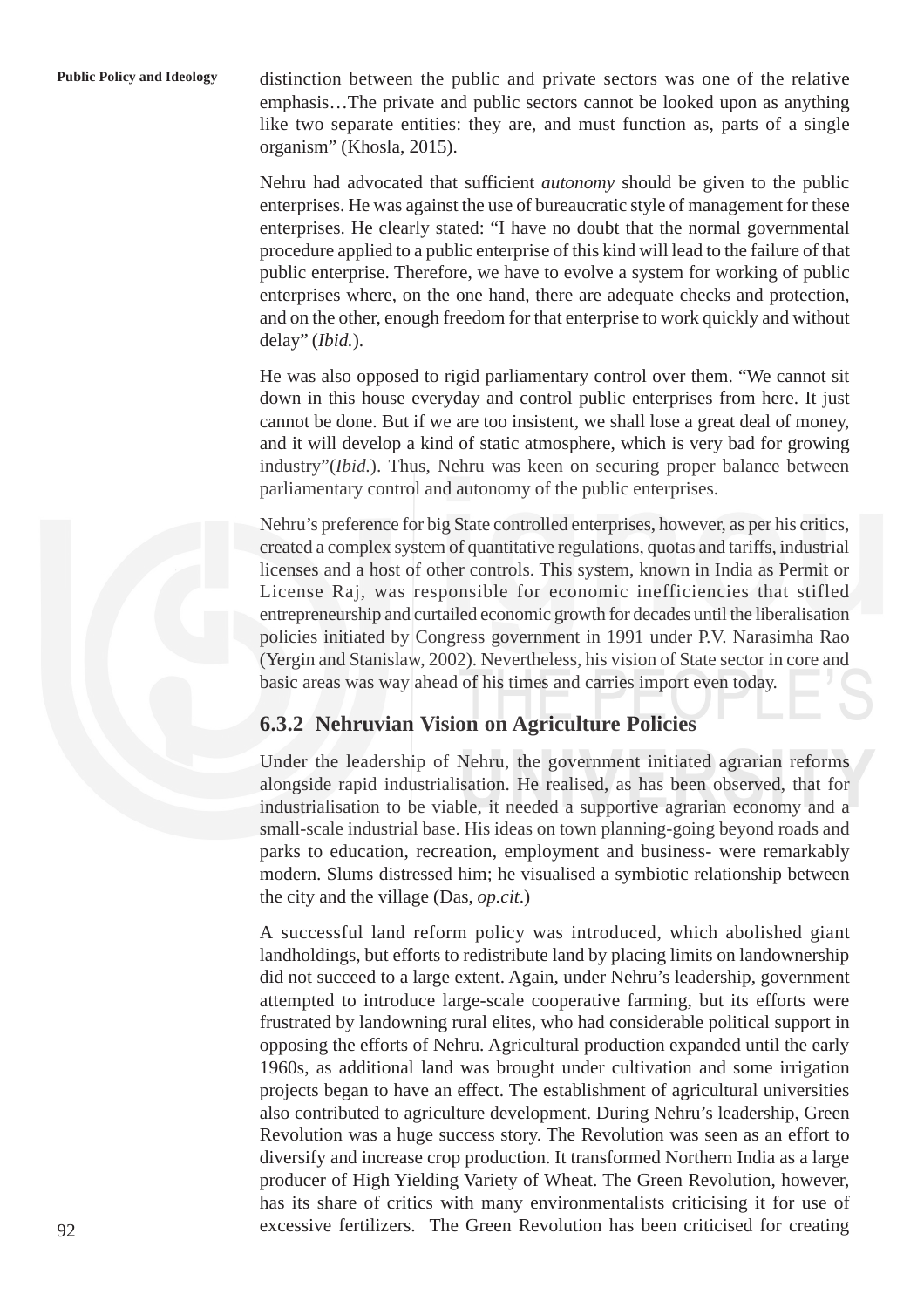distinction between the public and private sectors was one of the relative emphasis…The private and public sectors cannot be looked upon as anything like two separate entities: they are, and must function as, parts of a single organism" (Khosla, 2015).

Nehru had advocated that sufficient *autonomy* should be given to the public enterprises. He was against the use of bureaucratic style of management for these enterprises. He clearly stated: "I have no doubt that the normal governmental procedure applied to a public enterprise of this kind will lead to the failure of that public enterprise. Therefore, we have to evolve a system for working of public enterprises where, on the one hand, there are adequate checks and protection, and on the other, enough freedom for that enterprise to work quickly and without delay" (*Ibid.*).

He was also opposed to rigid parliamentary control over them. "We cannot sit down in this house everyday and control public enterprises from here. It just cannot be done. But if we are too insistent, we shall lose a great deal of money, and it will develop a kind of static atmosphere, which is very bad for growing industry"(*Ibid.*). Thus, Nehru was keen on securing proper balance between parliamentary control and autonomy of the public enterprises.

Nehru's preference for big State controlled enterprises, however, as per his critics, created a complex system of quantitative regulations, quotas and tariffs, industrial licenses and a host of other controls. This system, known in India as Permit or License Raj, was responsible for economic inefficiencies that stifled entrepreneurship and curtailed economic growth for decades until the liberalisation policies initiated by Congress government in 1991 under P.V. Narasimha Rao (Yergin and Stanislaw, 2002). Nevertheless, his vision of State sector in core and basic areas was way ahead of his times and carries import even today.

### 6.3.2 Nehruvian Vision on Agriculture Policies

Under the leadership of Nehru, the government initiated agrarian reforms alongside rapid industrialisation. He realised, as has been observed, that for industrialisation to be viable, it needed a supportive agrarian economy and a small-scale industrial base. His ideas on town planning-going beyond roads and parks to education, recreation, employment and business- were remarkably modern. Slums distressed him; he visualised a symbiotic relationship between the city and the village (Das, *op.cit*.)

A successful land reform policy was introduced, which abolished giant landholdings, but efforts to redistribute land by placing limits on landownership did not succeed to a large extent. Again, under Nehru's leadership, government attempted to introduce large-scale cooperative farming, but its efforts were frustrated by landowning rural elites, who had considerable political support in opposing the efforts of Nehru. Agricultural production expanded until the early 1960s, as additional land was brought under cultivation and some irrigation projects began to have an effect. The establishment of agricultural universities also contributed to agriculture development. During Nehru's leadership, Green Revolution was a huge success story. The Revolution was seen as an effort to diversify and increase crop production. It transformed Northern India as a large producer of High Yielding Variety of Wheat. The Green Revolution, however, has its share of critics with many environmentalists criticising it for use of excessive fertilizers. The Green Revolution has been criticised for creating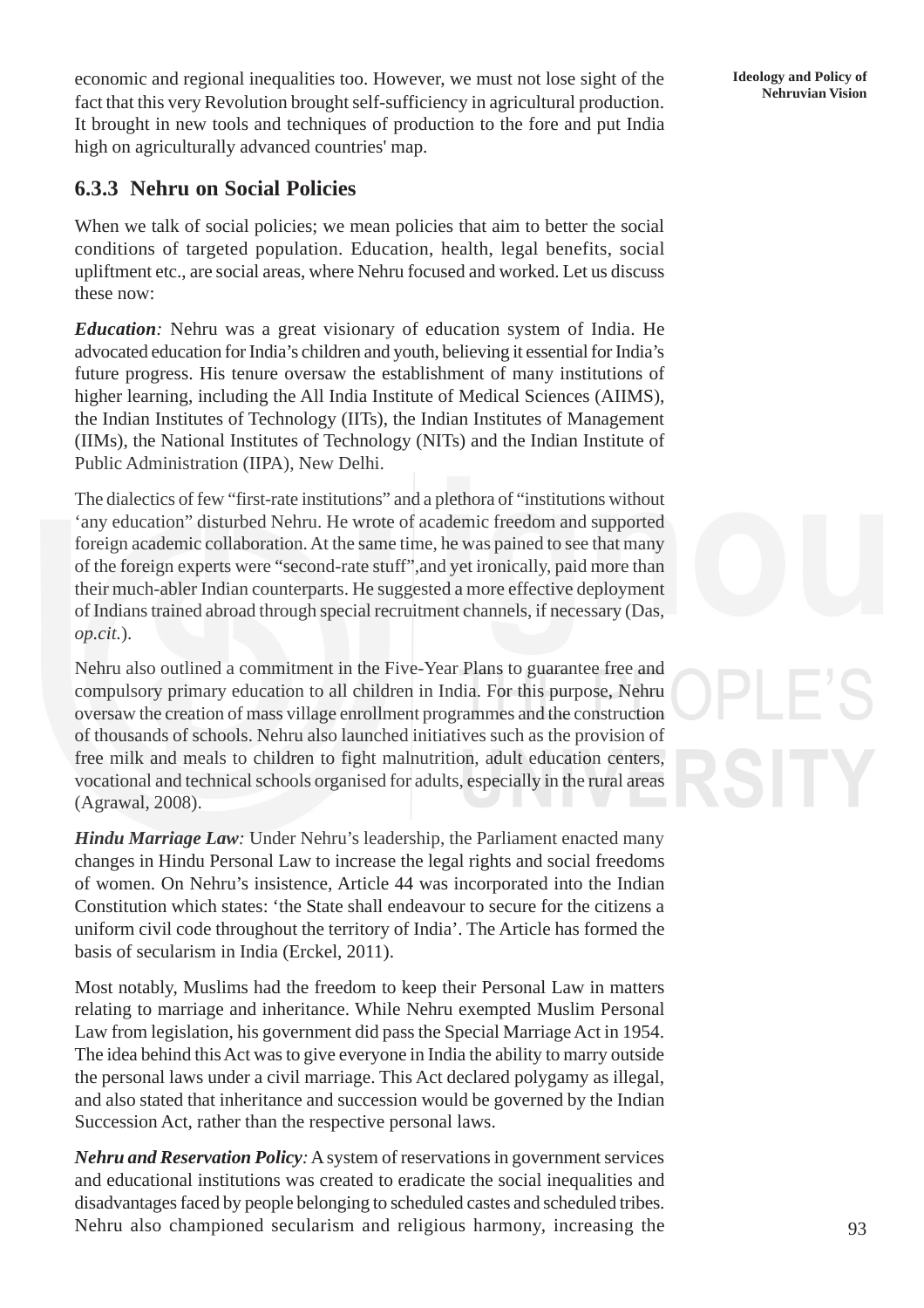economic and regional inequalities too. However, we must not lose sight of the fact that this very Revolution brought self-sufficiency in agricultural production. It brought in new tools and techniques of production to the fore and put India high on agriculturally advanced countries' map.

### 6.3.3 Nehru on Social Policies

When we talk of social policies; we mean policies that aim to better the social conditions of targeted population. Education, health, legal benefits, social upliftment etc., are social areas, where Nehru focused and worked. Let us discuss these now:

***Education**:* Nehru was a great visionary of education system of India. He advocated education for India's children and youth, believing it essential for India's future progress. His tenure oversaw the establishment of many institutions of higher learning, including the All India Institute of Medical Sciences (AIIMS), the Indian Institutes of Technology (IITs), the Indian Institutes of Management (IIMs), the National Institutes of Technology (NITs) and the Indian Institute of Public Administration (IIPA), New Delhi.

The dialectics of few "first-rate institutions" and a plethora of "institutions without 'any education" disturbed Nehru. He wrote of academic freedom and supported foreign academic collaboration. At the same time, he was pained to see that many of the foreign experts were "second-rate stuff",and yet ironically, paid more than their much-abler Indian counterparts. He suggested a more effective deployment of Indians trained abroad through special recruitment channels, if necessary (Das, *op.cit.*).

Nehru also outlined a commitment in the Five-Year Plans to guarantee free and compulsory primary education to all children in India. For this purpose, Nehru oversaw the creation of mass village enrollment programmes and the construction of thousands of schools. Nehru also launched initiatives such as the provision of free milk and meals to children to fight malnutrition, adult education centers, vocational and technical schools organised for adults, especially in the rural areas (Agrawal, 2008).

***Hindu Marriage Law**:* Under Nehru's leadership, the Parliament enacted many changes in Hindu Personal Law to increase the legal rights and social freedoms of women. On Nehru's insistence, Article 44 was incorporated into the Indian Constitution which states: 'the State shall endeavour to secure for the citizens a uniform civil code throughout the territory of India'. The Article has formed the basis of secularism in India (Erckel, 2011).

Most notably, Muslims had the freedom to keep their Personal Law in matters relating to marriage and inheritance. While Nehru exempted Muslim Personal Law from legislation, his government did pass the Special Marriage Act in 1954. The idea behind this Act was to give everyone in India the ability to marry outside the personal laws under a civil marriage. This Act declared polygamy as illegal, and also stated that inheritance and succession would be governed by the Indian Succession Act, rather than the respective personal laws.

***Nehru and Reservation Policy**:* A system of reservations in government services and educational institutions was created to eradicate the social inequalities and disadvantages faced by people belonging to scheduled castes and scheduled tribes. Nehru also championed secularism and religious harmony, increasing the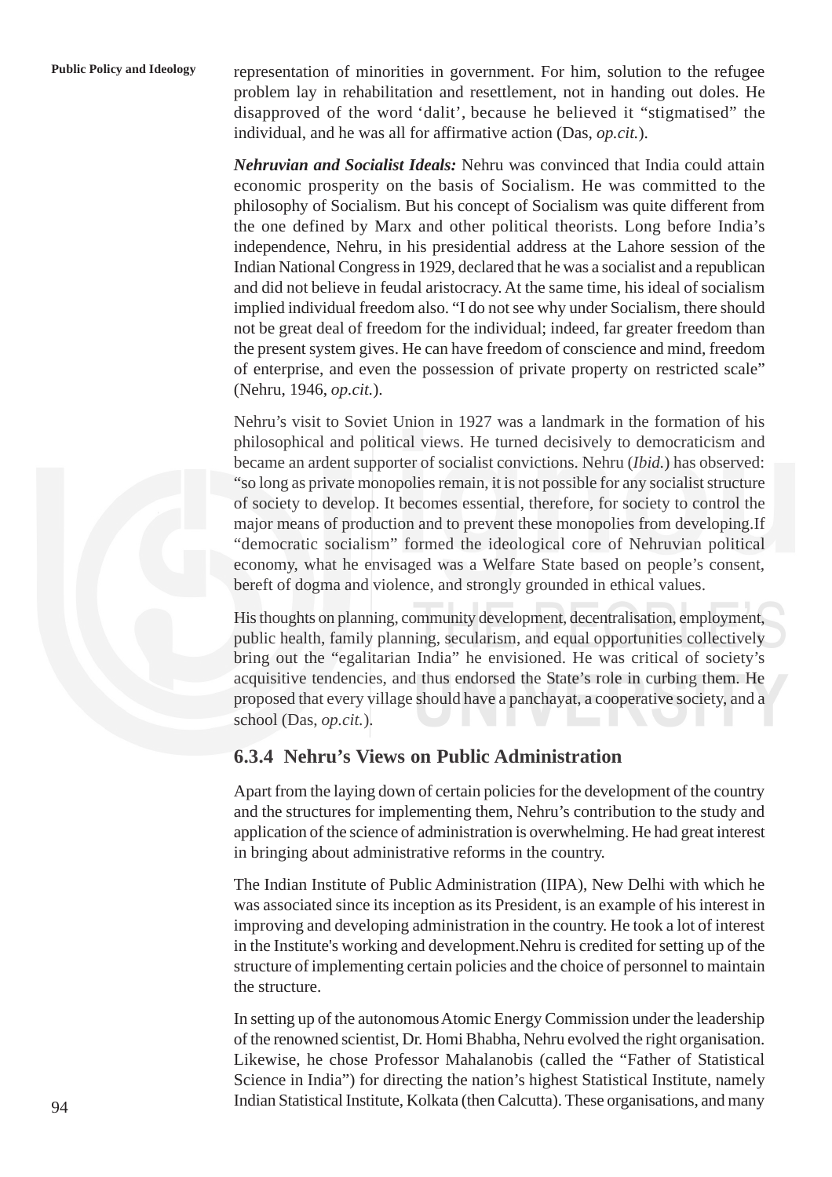representation of minorities in government. For him, solution to the refugee problem lay in rehabilitation and resettlement, not in handing out doles. He disapproved of the word 'dalit', because he believed it "stigmatised" the individual, and he was all for affirmative action (Das, *op.cit.*).

***Nehruvian and Socialist Ideals:*** Nehru was convinced that India could attain economic prosperity on the basis of Socialism. He was committed to the philosophy of Socialism. But his concept of Socialism was quite different from the one defined by Marx and other political theorists. Long before India's independence, Nehru, in his presidential address at the Lahore session of the Indian National Congress in 1929, declared that he was a socialist and a republican and did not believe in feudal aristocracy. At the same time, his ideal of socialism implied individual freedom also. "I do not see why under Socialism, there should not be great deal of freedom for the individual; indeed, far greater freedom than the present system gives. He can have freedom of conscience and mind, freedom of enterprise, and even the possession of private property on restricted scale" (Nehru, 1946, *op.cit.*).

Nehru's visit to Soviet Union in 1927 was a landmark in the formation of his philosophical and political views. He turned decisively to democraticism and became an ardent supporter of socialist convictions. Nehru (*Ibid.*) has observed: "so long as private monopolies remain, it is not possible for any socialist structure of society to develop. It becomes essential, therefore, for society to control the major means of production and to prevent these monopolies from developing.If "democratic socialism" formed the ideological core of Nehruvian political economy, what he envisaged was a Welfare State based on people's consent, bereft of dogma and violence, and strongly grounded in ethical values.

His thoughts on planning, community development, decentralisation, employment, public health, family planning, secularism, and equal opportunities collectively bring out the "egalitarian India" he envisioned. He was critical of society's acquisitive tendencies, and thus endorsed the State's role in curbing them. He proposed that every village should have a panchayat, a cooperative society, and a school (Das, *op.cit.*).

### 6.3.4 Nehru's Views on Public Administration

Apart from the laying down of certain policies for the development of the country and the structures for implementing them, Nehru's contribution to the study and application of the science of administration is overwhelming. He had great interest in bringing about administrative reforms in the country.

The Indian Institute of Public Administration (IIPA), New Delhi with which he was associated since its inception as its President, is an example of his interest in improving and developing administration in the country. He took a lot of interest in the Institute's working and development.Nehru is credited for setting up of the structure of implementing certain policies and the choice of personnel to maintain the structure.

In setting up of the autonomous Atomic Energy Commission under the leadership of the renowned scientist, Dr. Homi Bhabha, Nehru evolved the right organisation. Likewise, he chose Professor Mahalanobis (called the "Father of Statistical Science in India") for directing the nation's highest Statistical Institute, namely Indian Statistical Institute, Kolkata (then Calcutta). These organisations, and many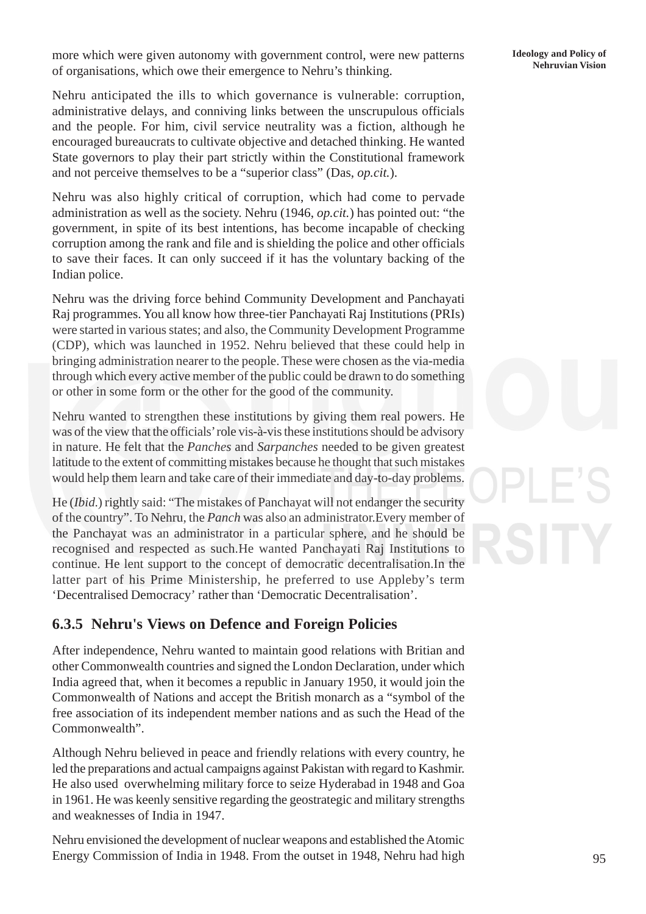more which were given autonomy with government control, were new patterns of organisations, which owe their emergence to Nehru's thinking.

Nehru anticipated the ills to which governance is vulnerable: corruption, administrative delays, and conniving links between the unscrupulous officials and the people. For him, civil service neutrality was a fiction, although he encouraged bureaucrats to cultivate objective and detached thinking. He wanted State governors to play their part strictly within the Constitutional framework and not perceive themselves to be a "superior class" (Das, *op.cit.*).

Nehru was also highly critical of corruption, which had come to pervade administration as well as the society. Nehru (1946, *op.cit.*) has pointed out: "the government, in spite of its best intentions, has become incapable of checking corruption among the rank and file and is shielding the police and other officials to save their faces. It can only succeed if it has the voluntary backing of the Indian police.

Nehru was the driving force behind Community Development and Panchayati Raj programmes. You all know how three-tier Panchayati Raj Institutions (PRIs) were started in various states; and also, the Community Development Programme (CDP), which was launched in 1952. Nehru believed that these could help in bringing administration nearer to the people. These were chosen as the via-media through which every active member of the public could be drawn to do something or other in some form or the other for the good of the community.

Nehru wanted to strengthen these institutions by giving them real powers. He was of the view that the officials' role vis-à-vis these institutions should be advisory in nature. He felt that the *Panches* and *Sarpanches* needed to be given greatest latitude to the extent of committing mistakes because he thought that such mistakes would help them learn and take care of their immediate and day-to-day problems.

He (*Ibid.*) rightly said: "The mistakes of Panchayat will not endanger the security of the country". To Nehru, the *Panch* was also an administrator.Every member of the Panchayat was an administrator in a particular sphere, and he should be recognised and respected as such.He wanted Panchayati Raj Institutions to continue. He lent support to the concept of democratic decentralisation.In the latter part of his Prime Ministership, he preferred to use Appleby's term 'Decentralised Democracy' rather than 'Democratic Decentralisation'.

### 6.3.5 Nehru's Views on Defence and Foreign Policies

After independence, Nehru wanted to maintain good relations with Britian and other Commonwealth countries and signed the London Declaration, under which India agreed that, when it becomes a republic in January 1950, it would join the Commonwealth of Nations and accept the British monarch as a "symbol of the free association of its independent member nations and as such the Head of the Commonwealth".

Although Nehru believed in peace and friendly relations with every country, he led the preparations and actual campaigns against Pakistan with regard to Kashmir. He also used overwhelming military force to seize Hyderabad in 1948 and Goa in 1961. He was keenly sensitive regarding the geostrategic and military strengths and weaknesses of India in 1947.

Nehru envisioned the development of nuclear weapons and established the Atomic Energy Commission of India in 1948. From the outset in 1948, Nehru had high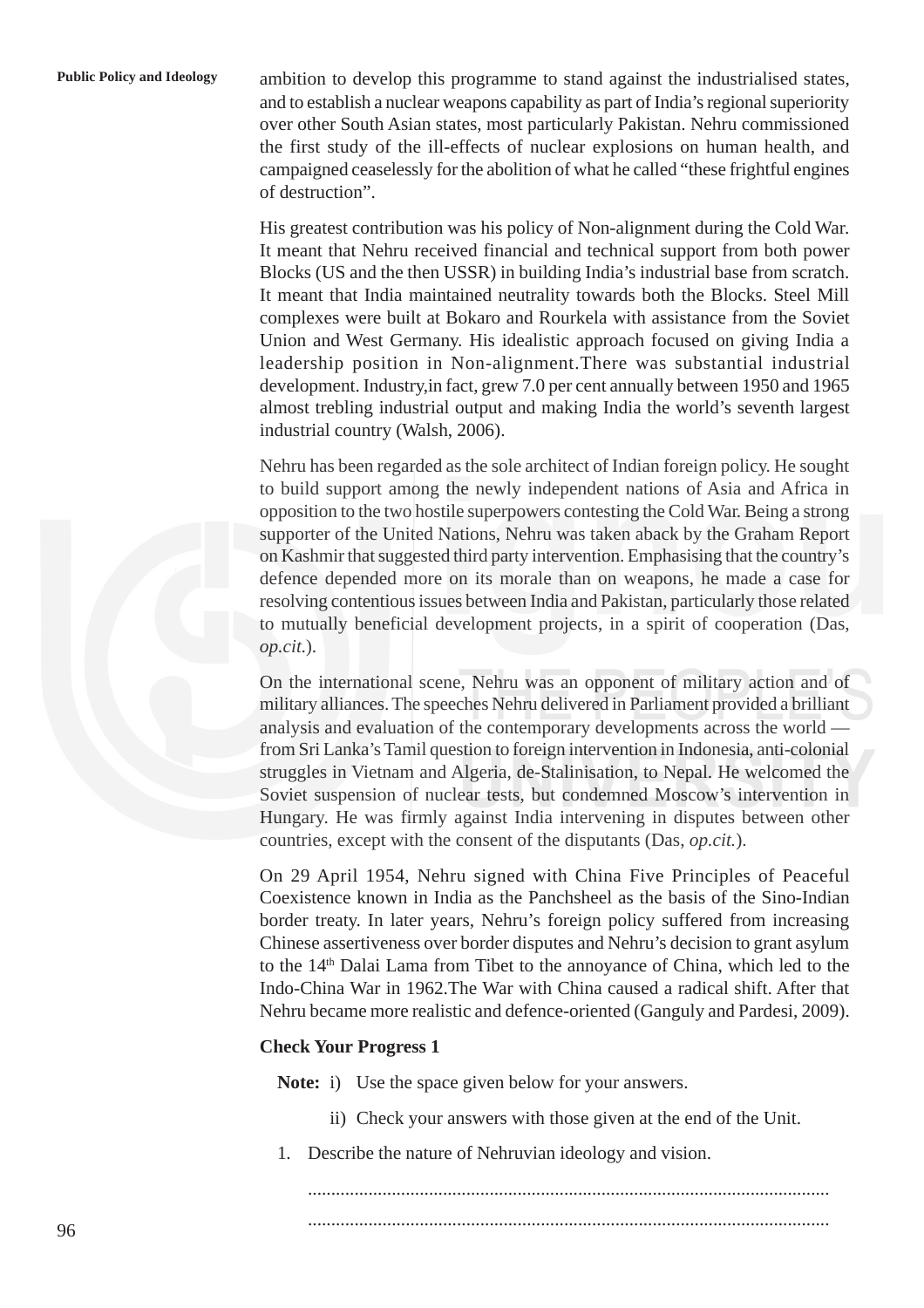ambition to develop this programme to stand against the industrialised states, and to establish a nuclear weapons capability as part of India's regional superiority over other South Asian states, most particularly Pakistan. Nehru commissioned the first study of the ill-effects of nuclear explosions on human health, and campaigned ceaselessly for the abolition of what he called "these frightful engines of destruction".

His greatest contribution was his policy of Non-alignment during the Cold War. It meant that Nehru received financial and technical support from both power Blocks (US and the then USSR) in building India's industrial base from scratch. It meant that India maintained neutrality towards both the Blocks. Steel Mill complexes were built at Bokaro and Rourkela with assistance from the Soviet Union and West Germany. His idealistic approach focused on giving India a leadership position in Non-alignment.There was substantial industrial development. Industry,in fact, grew 7.0 per cent annually between 1950 and 1965 almost trebling industrial output and making India the world's seventh largest industrial country (Walsh, 2006).

Nehru has been regarded as the sole architect of Indian foreign policy. He sought to build support among the newly independent nations of Asia and Africa in opposition to the two hostile superpowers contesting the Cold War. Being a strong supporter of the United Nations, Nehru was taken aback by the Graham Report on Kashmir that suggested third party intervention. Emphasising that the country's defence depended more on its morale than on weapons, he made a case for resolving contentious issues between India and Pakistan, particularly those related to mutually beneficial development projects, in a spirit of cooperation (Das, *op.cit.*).

On the international scene, Nehru was an opponent of military action and of military alliances. The speeches Nehru delivered in Parliament provided a brilliant analysis and evaluation of the contemporary developments across the world — from Sri Lanka's Tamil question to foreign intervention in Indonesia, anti-colonial struggles in Vietnam and Algeria, de-Stalinisation, to Nepal. He welcomed the Soviet suspension of nuclear tests, but condemned Moscow's intervention in Hungary. He was firmly against India intervening in disputes between other countries, except with the consent of the disputants (Das, *op.cit.*).

On 29 April 1954, Nehru signed with China Five Principles of Peaceful Coexistence known in India as the Panchsheel as the basis of the Sino-Indian border treaty. In later years, Nehru's foreign policy suffered from increasing Chinese assertiveness over border disputes and Nehru's decision to grant asylum to the 14th Dalai Lama from Tibet to the annoyance of China, which led to the Indo-China War in 1962.The War with China caused a radical shift. After that Nehru became more realistic and defence-oriented (Ganguly and Pardesi, 2009).

**Check Your Progress 1**

**Note:** i) Use the space given below for your answers.

ii) Check your answers with those given at the end of the Unit.

1. Describe the nature of Nehruvian ideology and vision.

..............................................................................................................

..............................................................................................................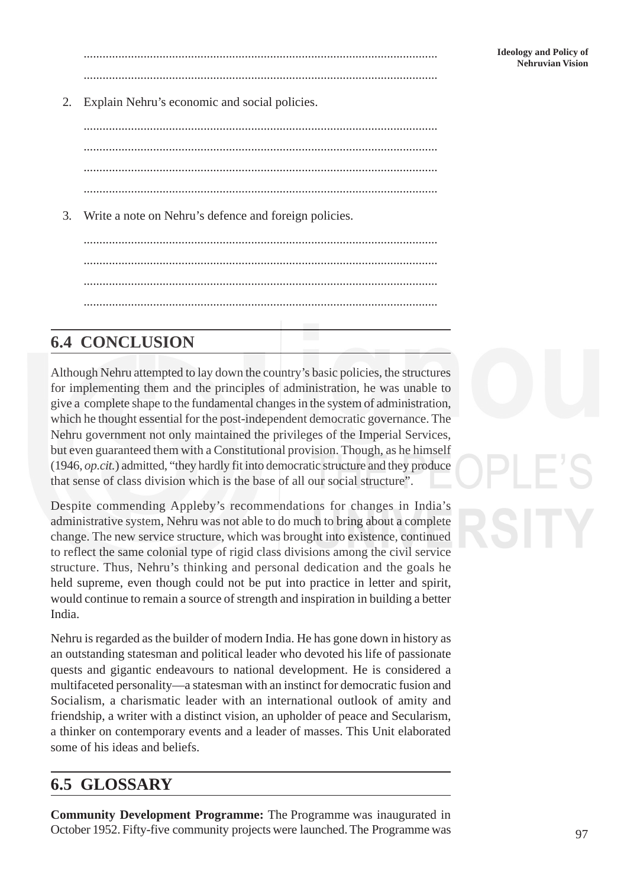..............................................................................................................

..............................................................................................................

2. Explain Nehru's economic and social policies.

..............................................................................................................

..............................................................................................................

..............................................................................................................

..............................................................................................................

3. Write a note on Nehru's defence and foreign policies.

..............................................................................................................

..............................................................................................................

..............................................................................................................

..............................................................................................................

## 6.4 CONCLUSION

Although Nehru attempted to lay down the country's basic policies, the structures for implementing them and the principles of administration, he was unable to give a complete shape to the fundamental changes in the system of administration, which he thought essential for the post-independent democratic governance. The Nehru government not only maintained the privileges of the Imperial Services, but even guaranteed them with a Constitutional provision. Though, as he himself (1946, *op.cit.*) admitted, "they hardly fit into democratic structure and they produce that sense of class division which is the base of all our social structure".

Despite commending Appleby's recommendations for changes in India's administrative system, Nehru was not able to do much to bring about a complete change. The new service structure, which was brought into existence, continued to reflect the same colonial type of rigid class divisions among the civil service structure. Thus, Nehru's thinking and personal dedication and the goals he held supreme, even though could not be put into practice in letter and spirit, would continue to remain a source of strength and inspiration in building a better India.

Nehru is regarded as the builder of modern India. He has gone down in history as an outstanding statesman and political leader who devoted his life of passionate quests and gigantic endeavours to national development. He is considered a multifaceted personality—a statesman with an instinct for democratic fusion and Socialism, a charismatic leader with an international outlook of amity and friendship, a writer with a distinct vision, an upholder of peace and Secularism, a thinker on contemporary events and a leader of masses. This Unit elaborated some of his ideas and beliefs.

## 6.5 GLOSSARY

**Community Development Programme:** The Programme was inaugurated in October 1952. Fifty-five community projects were launched. The Programme was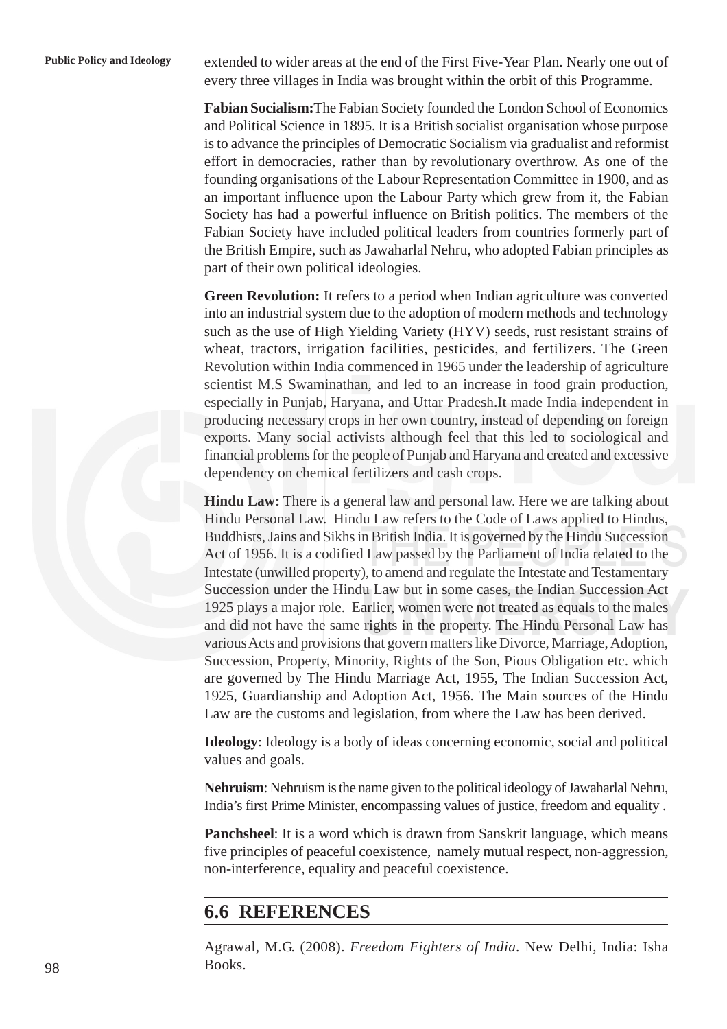extended to wider areas at the end of the First Five-Year Plan. Nearly one out of every three villages in India was brought within the orbit of this Programme.

**Fabian Socialism:**The Fabian Society founded the London School of Economics and Political Science in 1895. It is a British socialist organisation whose purpose is to advance the principles of Democratic Socialism via gradualist and reformist effort in democracies, rather than by revolutionary overthrow. As one of the founding organisations of the Labour Representation Committee in 1900, and as an important influence upon the Labour Party which grew from it, the Fabian Society has had a powerful influence on British politics. The members of the Fabian Society have included political leaders from countries formerly part of the British Empire, such as Jawaharlal Nehru, who adopted Fabian principles as part of their own political ideologies.

**Green Revolution:** It refers to a period when Indian agriculture was converted into an industrial system due to the adoption of modern methods and technology such as the use of High Yielding Variety (HYV) seeds, rust resistant strains of wheat, tractors, irrigation facilities, pesticides, and fertilizers. The Green Revolution within India commenced in 1965 under the leadership of agriculture scientist M.S Swaminathan, and led to an increase in food grain production, especially in Punjab, Haryana, and Uttar Pradesh.It made India independent in producing necessary crops in her own country, instead of depending on foreign exports. Many social activists although feel that this led to sociological and financial problems for the people of Punjab and Haryana and created and excessive dependency on chemical fertilizers and cash crops.

**Hindu Law:** There is a general law and personal law. Here we are talking about Hindu Personal Law. Hindu Law refers to the Code of Laws applied to Hindus, Buddhists, Jains and Sikhs in British India. It is governed by the Hindu Succession Act of 1956. It is a codified Law passed by the Parliament of India related to the Intestate (unwilled property), to amend and regulate the Intestate and Testamentary Succession under the Hindu Law but in some cases, the Indian Succession Act 1925 plays a major role. Earlier, women were not treated as equals to the males and did not have the same rights in the property. The Hindu Personal Law has various Acts and provisions that govern matters like Divorce, Marriage, Adoption, Succession, Property, Minority, Rights of the Son, Pious Obligation etc. which are governed by The Hindu Marriage Act, 1955, The Indian Succession Act, 1925, Guardianship and Adoption Act, 1956. The Main sources of the Hindu Law are the customs and legislation, from where the Law has been derived.

**Ideology**: Ideology is a body of ideas concerning economic, social and political values and goals.

**Nehruism**: Nehruism is the name given to the political ideology of Jawaharlal Nehru, India's first Prime Minister, encompassing values of justice, freedom and equality .

**Panchsheel**: It is a word which is drawn from Sanskrit language, which means five principles of peaceful coexistence, namely mutual respect, non-aggression, non-interference, equality and peaceful coexistence.

## 6.6 REFERENCES

Agrawal, M.G. (2008). *Freedom Fighters of India*. New Delhi, India: Isha Books.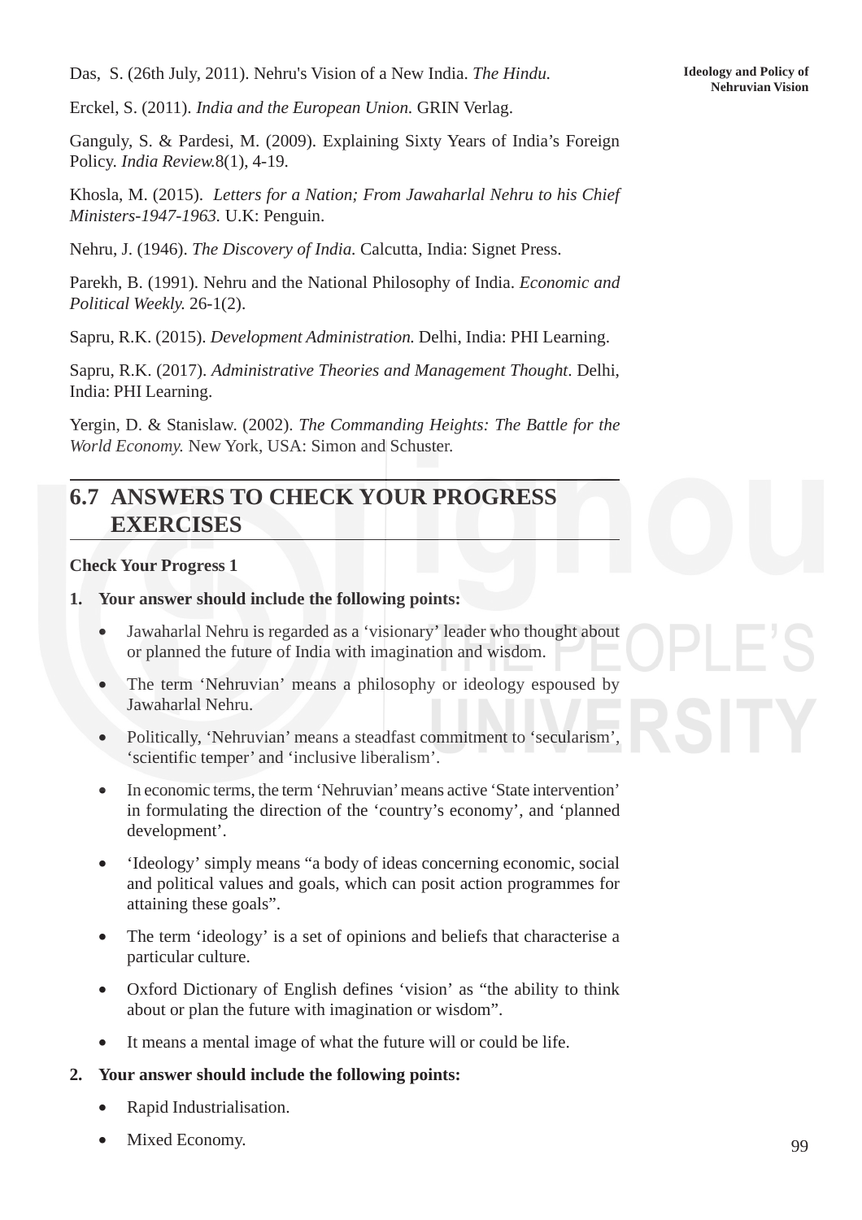Das, S. (26th July, 2011). Nehru's Vision of a New India. *The Hindu.*

Erckel, S. (2011). *India and the European Union.* GRIN Verlag.

Ganguly, S. & Pardesi, M. (2009). Explaining Sixty Years of India's Foreign Policy. *India Review.*8(1), 4-19.

Khosla, M. (2015). *Letters for a Nation; From Jawaharlal Nehru to his Chief Ministers-1947-1963.* U.K: Penguin.

Nehru, J. (1946). *The Discovery of India.* Calcutta, India: Signet Press.

Parekh, B. (1991). Nehru and the National Philosophy of India. *Economic and Political Weekly.* 26-1(2).

Sapru, R.K. (2015). *Development Administration.* Delhi, India: PHI Learning.

Sapru, R.K. (2017). *Administrative Theories and Management Thought*. Delhi, India: PHI Learning.

Yergin, D. & Stanislaw. (2002). *The Commanding Heights: The Battle for the World Economy.* New York, USA: Simon and Schuster.

## 6.7 ANSWERS TO CHECK YOUR PROGRESS EXERCISES

**Check Your Progress 1**

1. **Your answer should include the following points:**
   - Jawaharlal Nehru is regarded as a 'visionary' leader who thought about or planned the future of India with imagination and wisdom.
   - The term 'Nehruvian' means a philosophy or ideology espoused by Jawaharlal Nehru.
   - Politically, 'Nehruvian' means a steadfast commitment to 'secularism', 'scientific temper' and 'inclusive liberalism'.
   - In economic terms, the term 'Nehruvian' means active 'State intervention' in formulating the direction of the 'country's economy', and 'planned development'.
   - 'Ideology' simply means "a body of ideas concerning economic, social and political values and goals, which can posit action programmes for attaining these goals".
   - The term 'ideology' is a set of opinions and beliefs that characterise a particular culture.
   - Oxford Dictionary of English defines 'vision' as "the ability to think about or plan the future with imagination or wisdom".
   - It means a mental image of what the future will or could be life.

2. **Your answer should include the following points:**
   - Rapid Industrialisation.
   - Mixed Economy.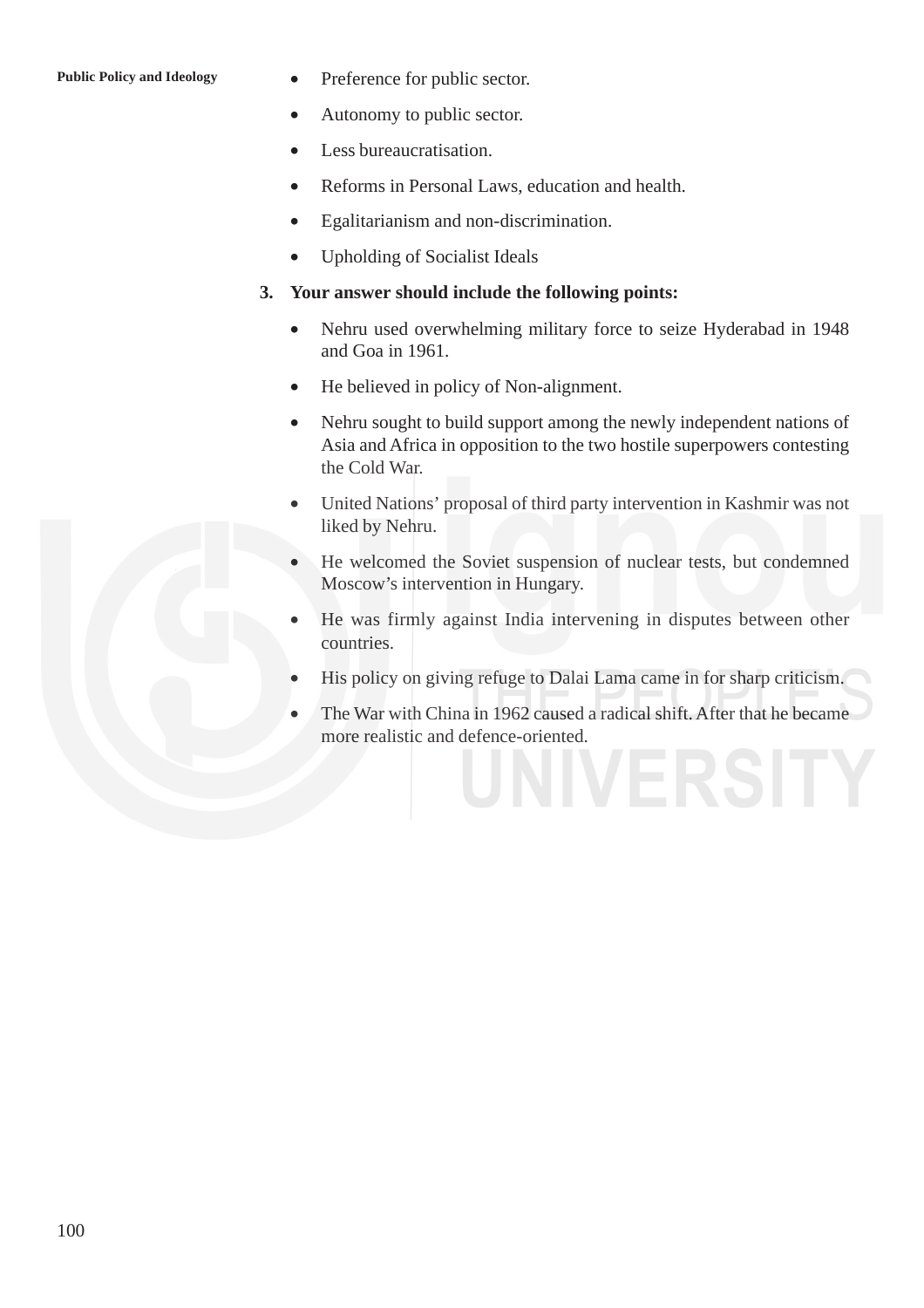- Preference for public sector.
- Autonomy to public sector.
- Less bureaucratisation.
- Reforms in Personal Laws, education and health.
- Egalitarianism and non-discrimination.
- Upholding of Socialist Ideals

3. **Your answer should include the following points:**

   - Nehru used overwhelming military force to seize Hyderabad in 1948 and Goa in 1961.
   - He believed in policy of Non-alignment.
   - Nehru sought to build support among the newly independent nations of Asia and Africa in opposition to the two hostile superpowers contesting the Cold War.
   - United Nations' proposal of third party intervention in Kashmir was not liked by Nehru.
   - He welcomed the Soviet suspension of nuclear tests, but condemned Moscow's intervention in Hungary.
   - He was firmly against India intervening in disputes between other countries.
   - His policy on giving refuge to Dalai Lama came in for sharp criticism.
   - The War with China in 1962 caused a radical shift. After that he became more realistic and defence-oriented.